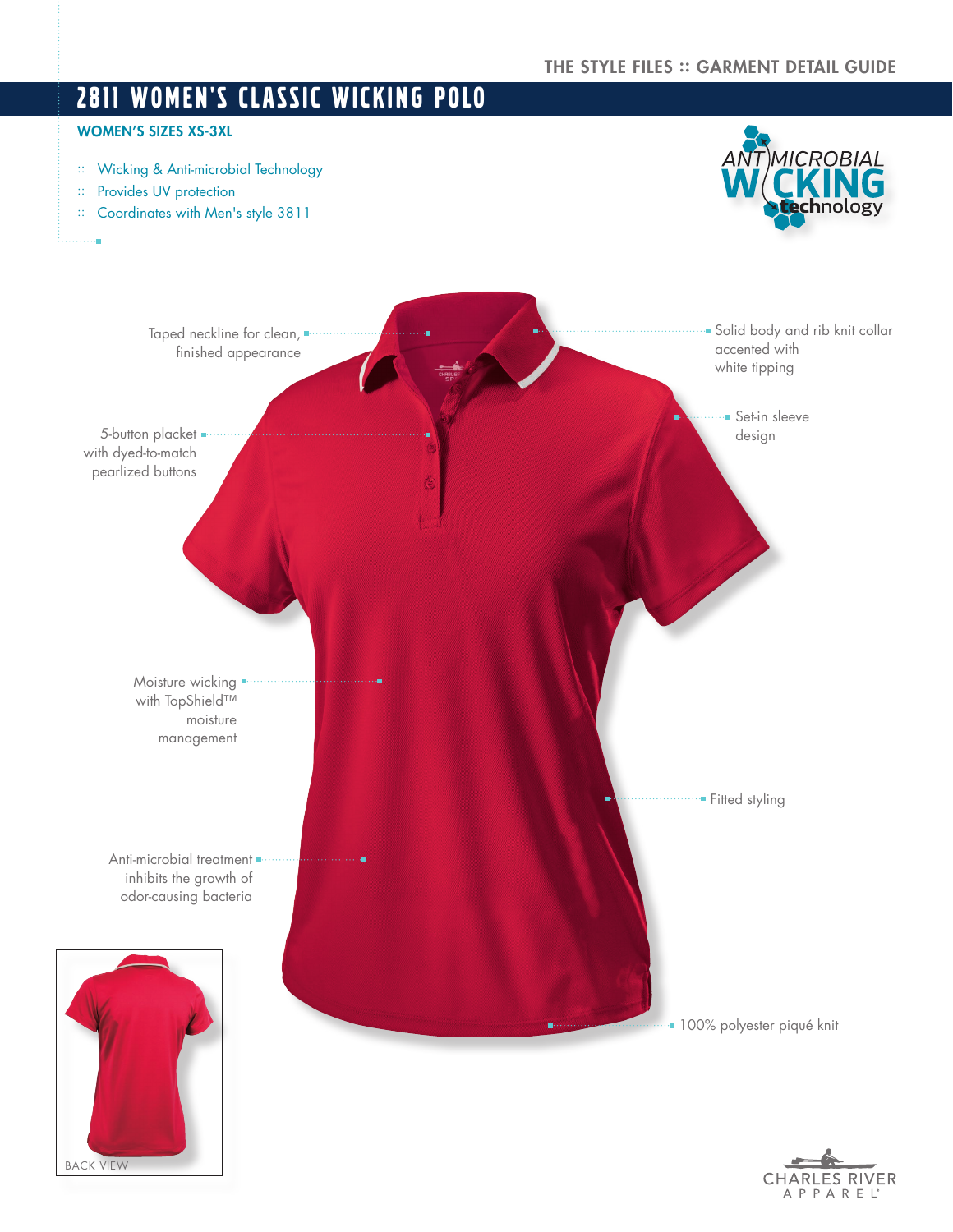THE STYLE FILES :: GARMENT DETAIL GUIDE

# 2811 WOMEN'S CLASSIC WICKING POLO

**WOMEN'S SIZES XS-3XL**

- Wicking & Anti-microbial Technology
- Provides UV protection
- Coordinates with Men's style 3811

ANTIMICROBIAL WICKING technology

- Taped neckline for clean, finished appearance
- Solid body and rib knit collar accented with white tipping
- 5-button placket with dyed-to-match pearlized buttons
- Set-in sleeve design
- Moisture wicking with TopShield™ moisture management
- Fitted styling
- Anti-microbial treatment inhibits the growth of odor-causing bacteria
- 100% polyester piqué knit

BACK VIEW

CHARLES RIVER APPAREL®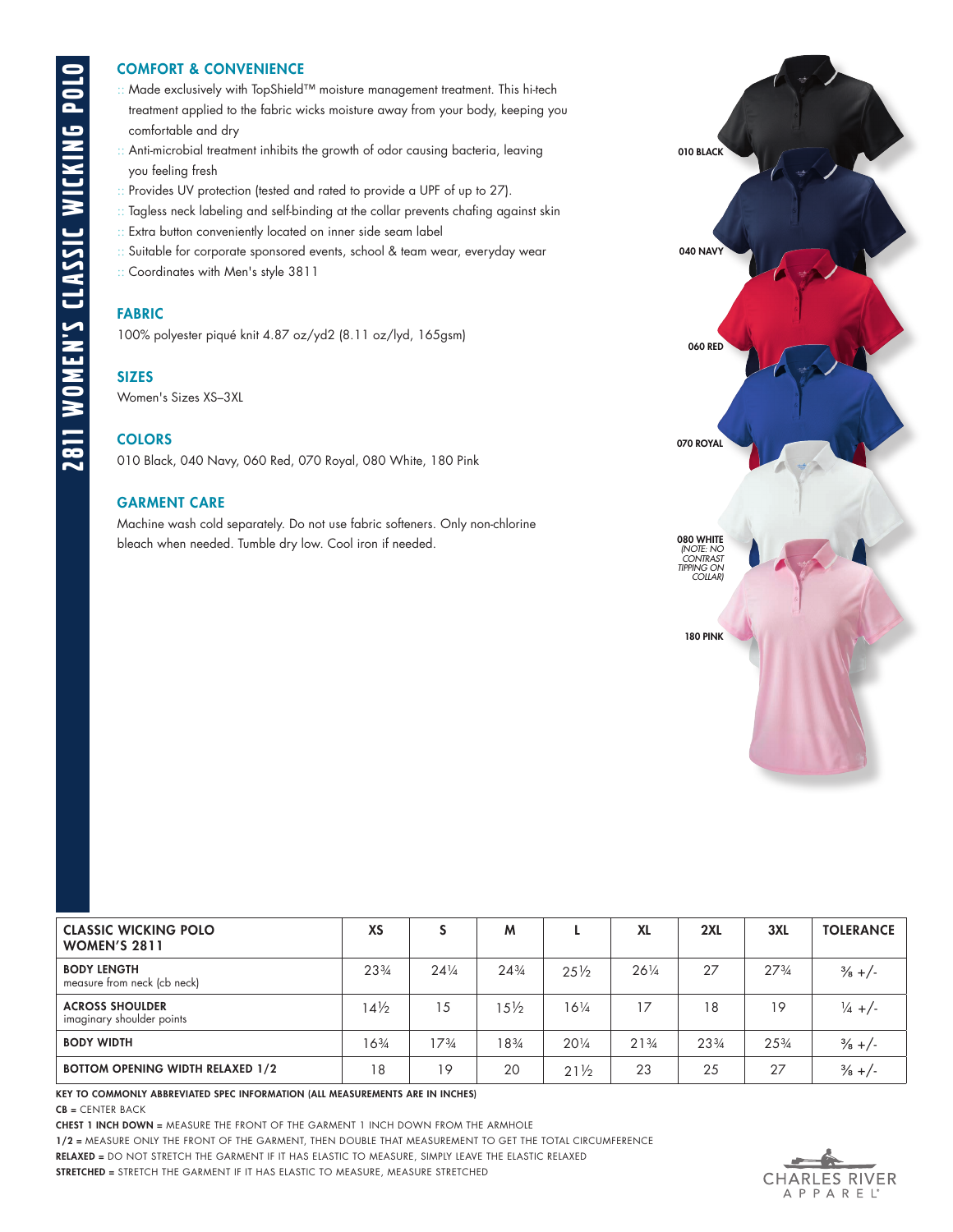# 2811 WOMEN'S CLASSIC WICKING POLO

## COMFORT & CONVENIENCE

- Made exclusively with TopShield™ moisture management treatment. This hi-tech treatment applied to the fabric wicks moisture away from your body, keeping you comfortable and dry
- Anti-microbial treatment inhibits the growth of odor causing bacteria, leaving you feeling fresh
- Provides UV protection (tested and rated to provide a UPF of up to 27).
- Tagless neck labeling and self-binding at the collar prevents chafing against skin
- Extra button conveniently located on inner side seam label
- Suitable for corporate sponsored events, school & team wear, everyday wear
- Coordinates with Men's style 3811

## FABRIC

100% polyester piqué knit 4.87 oz/yd2 (8.11 oz/lyd, 165gsm)

## SIZES

Women's Sizes XS–3XL

## COLORS

010 Black, 040 Navy, 060 Red, 070 Royal, 080 White, 180 Pink

## GARMENT CARE

Machine wash cold separately. Do not use fabric softeners. Only non-chlorine bleach when needed. Tumble dry low. Cool iron if needed.

010 BLACK

040 NAVY

060 RED

070 ROYAL

080 WHITE
*(NOTE: NO CONTRAST TIPPING ON COLLAR)*

180 PINK

| CLASSIC WICKING POLO WOMEN'S 2811 | XS | S | M | L | XL | 2XL | 3XL | TOLERANCE |
|---|---|---|---|---|---|---|---|---|
| **BODY LENGTH** measure from neck (cb neck) | 23¾ | 24¼ | 24¾ | 25½ | 26¼ | 27 | 27¾ | ⅜ +/- |
| **ACROSS SHOULDER** imaginary shoulder points | 14½ | 15 | 15½ | 16¼ | 17 | 18 | 19 | ¼ +/- |
| **BODY WIDTH** | 16¾ | 17¾ | 18¾ | 20¼ | 21¾ | 23¾ | 25¾ | ⅜ +/- |
| **BOTTOM OPENING WIDTH RELAXED 1/2** | 18 | 19 | 20 | 21½ | 23 | 25 | 27 | ⅜ +/- |

**KEY TO COMMONLY ABBREVIATED SPEC INFORMATION (ALL MEASUREMENTS ARE IN INCHES)**

**CB** = CENTER BACK

**CHEST 1 INCH DOWN** = MEASURE THE FRONT OF THE GARMENT 1 INCH DOWN FROM THE ARMHOLE

**1/2** = MEASURE ONLY THE FRONT OF THE GARMENT, THEN DOUBLE THAT MEASUREMENT TO GET THE TOTAL CIRCUMFERENCE

**RELAXED** = DO NOT STRETCH THE GARMENT IF IT HAS ELASTIC TO MEASURE, SIMPLY LEAVE THE ELASTIC RELAXED

**STRETCHED** = STRETCH THE GARMENT IF IT HAS ELASTIC TO MEASURE, MEASURE STRETCHED

CHARLES RIVER APPAREL®